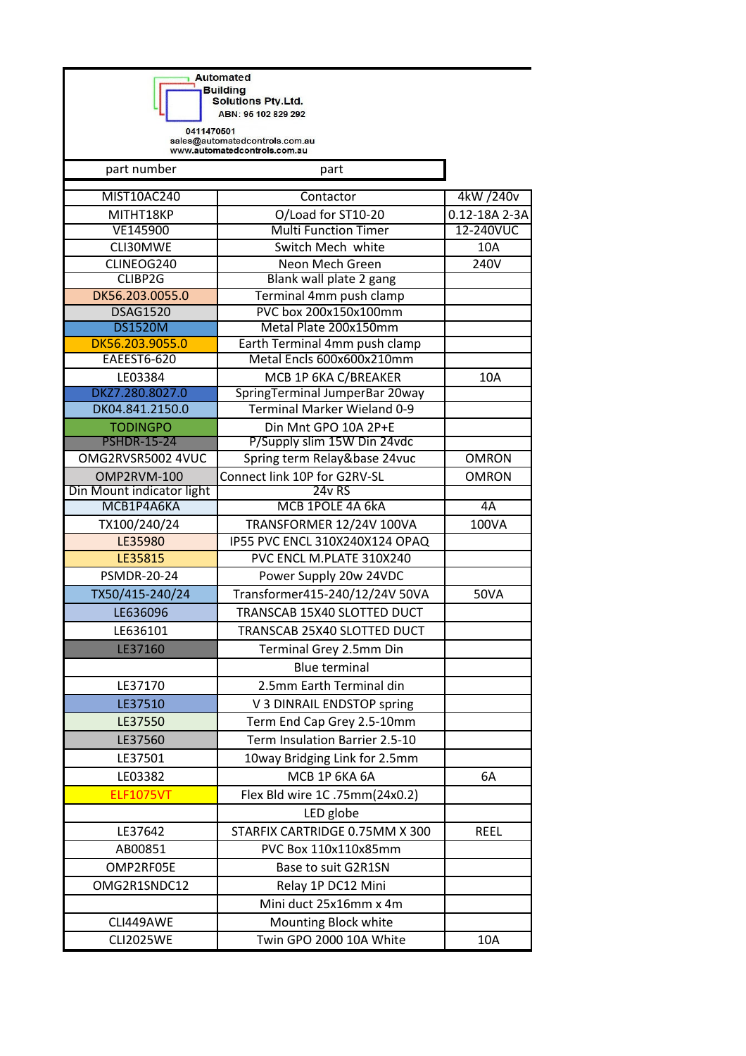Automated Building Solutions Pty.Ltd.
ABN: 95 102 829 292

0411470501
sales@automatedcontrols.com.au
www.automatedcontrols.com.au

| part number | part | |
|---|---|---|
| MIST10AC240 | Contactor | 4kW /240v |
| MITHT18KP | O/Load for ST10-20 | 0.12-18A 2-3A |
| VE145900 | Multi Function Timer | 12-240VUC |
| CLI30MWE | Switch Mech white | 10A |
| CLINEOG240 | Neon Mech Green | 240V |
| CLIBP2G | Blank wall plate 2 gang | |
| DK56.203.0055.0 | Terminal 4mm push clamp | |
| DSAG1520 | PVC box 200x150x100mm | |
| DS1520M | Metal Plate 200x150mm | |
| DK56.203.9055.0 | Earth Terminal 4mm push clamp | |
| EAEEST6-620 | Metal Encls 600x600x210mm | |
| LE03384 | MCB 1P 6KA C/BREAKER | 10A |
| DKZ7.280.8027.0 | SpringTerminal JumperBar 20way | |
| DK04.841.2150.0 | Terminal Marker Wieland 0-9 | |
| TODINGPO | Din Mnt GPO 10A 2P+E | |
| PSHDR-15-24 | P/Supply slim 15W Din 24vdc | |
| OMG2RVSR5002 4VUC | Spring term Relay&base 24vuc | OMRON |
| OMP2RVM-100 | Connect link 10P for G2RV-SL | OMRON |
| Din Mount indicator light | 24v RS | |
| MCB1P4A6KA | MCB 1POLE 4A 6kA | 4A |
| TX100/240/24 | TRANSFORMER 12/24V 100VA | 100VA |
| LE35980 | IP55 PVC ENCL 310X240X124 OPAQ | |
| LE35815 | PVC ENCL M.PLATE 310X240 | |
| PSMDR-20-24 | Power Supply 20w 24VDC | |
| TX50/415-240/24 | Transformer415-240/12/24V 50VA | 50VA |
| LE636096 | TRANSCAB 15X40 SLOTTED DUCT | |
| LE636101 | TRANSCAB 25X40 SLOTTED DUCT | |
| LE37160 | Terminal Grey 2.5mm Din | |
| | Blue terminal | |
| LE37170 | 2.5mm Earth Terminal din | |
| LE37510 | V 3 DINRAIL ENDSTOP spring | |
| LE37550 | Term End Cap Grey 2.5-10mm | |
| LE37560 | Term Insulation Barrier 2.5-10 | |
| LE37501 | 10way Bridging Link for 2.5mm | |
| LE03382 | MCB 1P 6KA 6A | 6A |
| ELF1075VT | Flex Bld wire 1C .75mm(24x0.2) | |
| | LED globe | |
| LE37642 | STARFIX CARTRIDGE 0.75MM X 300 | REEL |
| AB00851 | PVC Box 110x110x85mm | |
| OMP2RF05E | Base to suit G2R1SN | |
| OMG2R1SNDC12 | Relay 1P DC12 Mini | |
| | Mini duct 25x16mm x 4m | |
| CLI449AWE | Mounting Block white | |
| CLI2025WE | Twin GPO 2000 10A White | 10A |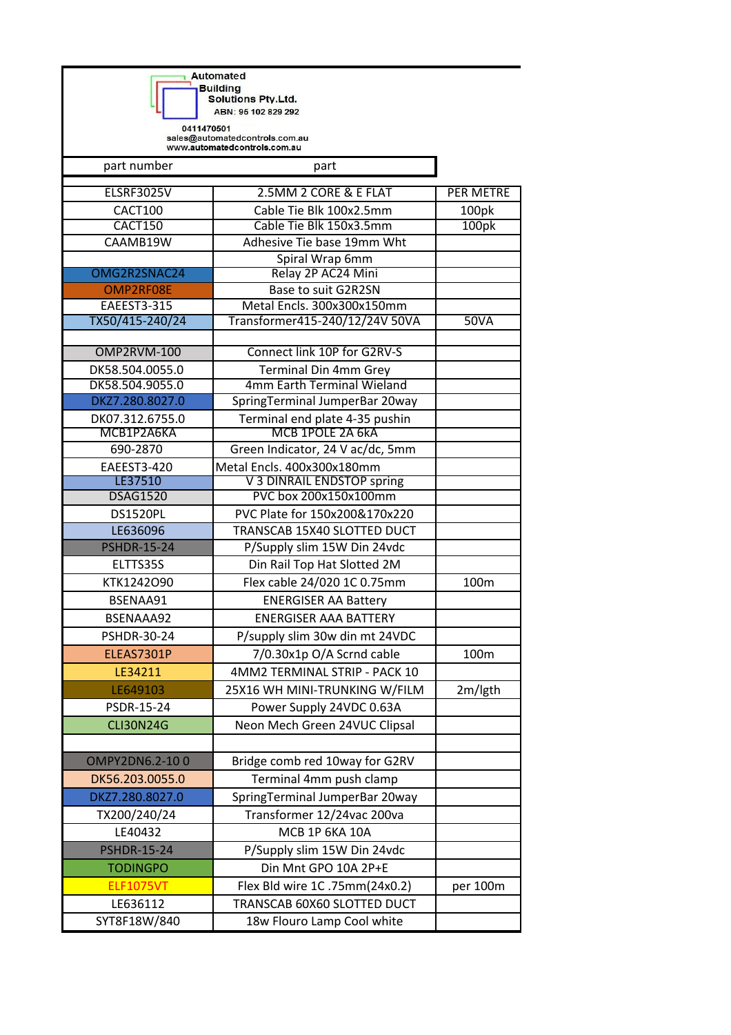**Automated Building Solutions Pty.Ltd.**
ABN: 95 102 829 292

0411470501
sales@automatedcontrols.com.au
www.automatedcontrols.com.au

| part number | part | |
|---|---|---|
| ELSRF3025V | 2.5MM 2 CORE & E FLAT | PER METRE |
| CACT100 | Cable Tie Blk 100x2.5mm | 100pk |
| CACT150 | Cable Tie Blk 150x3.5mm | 100pk |
| CAAMB19W | Adhesive Tie base 19mm Wht | |
| | Spiral Wrap 6mm | |
| OMG2R2SNAC24 | Relay 2P AC24 Mini | |
| OMP2RF08E | Base to suit G2R2SN | |
| EAEEST3-315 | Metal Encls. 300x300x150mm | |
| TX50/415-240/24 | Transformer415-240/12/24V 50VA | 50VA |
| | | |
| OMP2RVM-100 | Connect link 10P for G2RV-S | |
| DK58.504.0055.0 | Terminal Din 4mm Grey | |
| DK58.504.9055.0 | 4mm Earth Terminal Wieland | |
| DKZ7.280.8027.0 | SpringTerminal JumperBar 20way | |
| DK07.312.6755.0 | Terminal end plate 4-35 pushin | |
| MCB1P2A6KA | MCB 1POLE 2A 6kA | |
| 690-2870 | Green Indicator, 24 V ac/dc, 5mm | |
| EAEEST3-420 | Metal Encls. 400x300x180mm | |
| LE37510 | V 3 DINRAIL ENDSTOP spring | |
| DSAG1520 | PVC box 200x150x100mm | |
| DS1520PL | PVC Plate for 150x200&170x220 | |
| LE636096 | TRANSCAB 15X40 SLOTTED DUCT | |
| PSHDR-15-24 | P/Supply slim 15W Din 24vdc | |
| ELTTS35S | Din Rail Top Hat Slotted 2M | |
| KTK1242O90 | Flex cable 24/020 1C 0.75mm | 100m |
| BSENAA91 | ENERGISER AA Battery | |
| BSENAAA92 | ENERGISER AAA BATTERY | |
| PSHDR-30-24 | P/supply slim 30w din mt 24VDC | |
| ELEAS7301P | 7/0.30x1p O/A Scrnd cable | 100m |
| LE34211 | 4MM2 TERMINAL STRIP - PACK 10 | |
| LE649103 | 25X16 WH MINI-TRUNKING W/FILM | 2m/lgth |
| PSDR-15-24 | Power Supply 24VDC 0.63A | |
| CLI30N24G | Neon Mech Green 24VUC Clipsal | |
| | | |
| OMPY2DN6.2-10 0 | Bridge comb red 10way for G2RV | |
| DK56.203.0055.0 | Terminal 4mm push clamp | |
| DKZ7.280.8027.0 | SpringTerminal JumperBar 20way | |
| TX200/240/24 | Transformer 12/24vac 200va | |
| LE40432 | MCB 1P 6KA 10A | |
| PSHDR-15-24 | P/Supply slim 15W Din 24vdc | |
| TODINGPO | Din Mnt GPO 10A 2P+E | |
| ELF1075VT | Flex Bld wire 1C .75mm(24x0.2) | per 100m |
| LE636112 | TRANSCAB 60X60 SLOTTED DUCT | |
| SYT8F18W/840 | 18w Flouro Lamp Cool white | |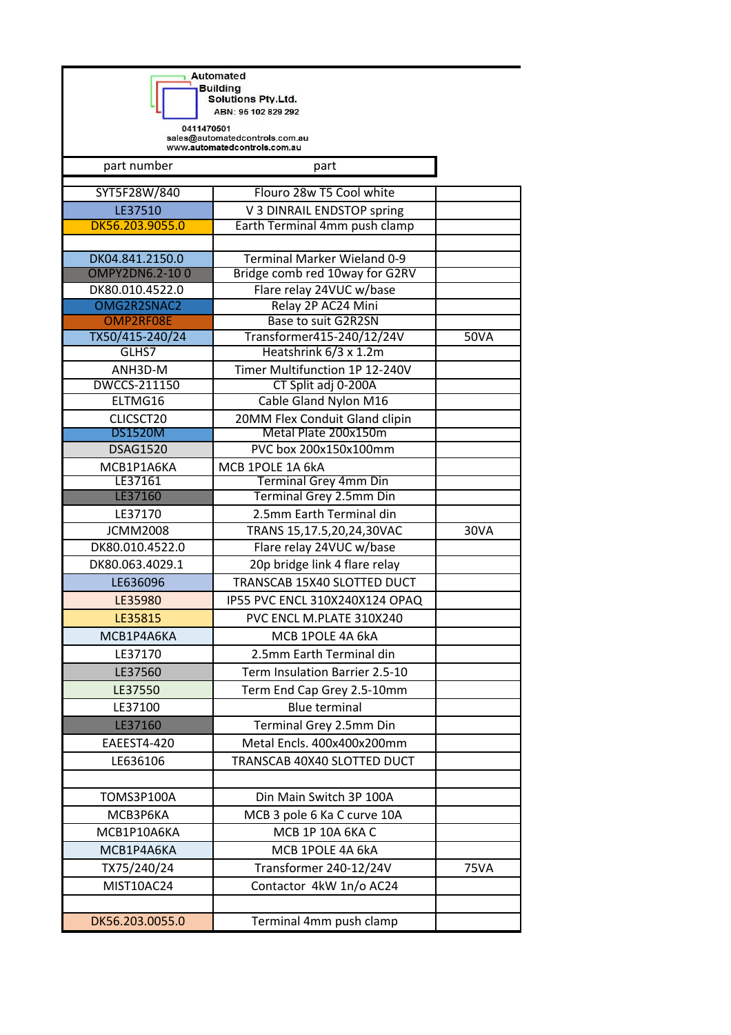Automated Building Solutions Pty.Ltd.
ABN: 95 102 829 292

0411470501
sales@automatedcontrols.com.au
www.automatedcontrols.com.au

| part number | part | |
|---|---|---|
| SYT5F28W/840 | Flouro 28w T5 Cool white | |
| LE37510 | V 3 DINRAIL ENDSTOP spring | |
| DK56.203.9055.0 | Earth Terminal 4mm push clamp | |
| | | |
| DK04.841.2150.0 | Terminal Marker Wieland 0-9 | |
| OMPY2DN6.2-10 0 | Bridge comb red 10way for G2RV | |
| DK80.010.4522.0 | Flare relay 24VUC w/base | |
| OMG2R2SNAC2 | Relay 2P AC24 Mini | |
| OMP2RF08E | Base to suit G2R2SN | |
| TX50/415-240/24 | Transformer415-240/12/24V | 50VA |
| GLHS7 | Heatshrink 6/3 x 1.2m | |
| ANH3D-M | Timer Multifunction 1P 12-240V | |
| DWCCS-211150 | CT Split adj 0-200A | |
| ELTMG16 | Cable Gland Nylon M16 | |
| CLICSCT20 | 20MM Flex Conduit Gland clipin | |
| DS1520M | Metal Plate 200x150m | |
| DSAG1520 | PVC box 200x150x100mm | |
| MCB1P1A6KA | MCB 1POLE 1A 6kA | |
| LE37161 | Terminal Grey 4mm Din | |
| LE37160 | Terminal Grey 2.5mm Din | |
| LE37170 | 2.5mm Earth Terminal din | |
| JCMM2008 | TRANS 15,17.5,20,24,30VAC | 30VA |
| DK80.010.4522.0 | Flare relay 24VUC w/base | |
| DK80.063.4029.1 | 20p bridge link 4 flare relay | |
| LE636096 | TRANSCAB 15X40 SLOTTED DUCT | |
| LE35980 | IP55 PVC ENCL 310X240X124 OPAQ | |
| LE35815 | PVC ENCL M.PLATE 310X240 | |
| MCB1P4A6KA | MCB 1POLE 4A 6kA | |
| LE37170 | 2.5mm Earth Terminal din | |
| LE37560 | Term Insulation Barrier 2.5-10 | |
| LE37550 | Term End Cap Grey 2.5-10mm | |
| LE37100 | Blue terminal | |
| LE37160 | Terminal Grey 2.5mm Din | |
| EAEEST4-420 | Metal Encls. 400x400x200mm | |
| LE636106 | TRANSCAB 40X40 SLOTTED DUCT | |
| | | |
| TOMS3P100A | Din Main Switch 3P 100A | |
| MCB3P6KA | MCB 3 pole 6 Ka C curve 10A | |
| MCB1P10A6KA | MCB 1P 10A 6KA C | |
| MCB1P4A6KA | MCB 1POLE 4A 6kA | |
| TX75/240/24 | Transformer 240-12/24V | 75VA |
| MIST10AC24 | Contactor 4kW 1n/o AC24 | |
| | | |
| DK56.203.0055.0 | Terminal 4mm push clamp | |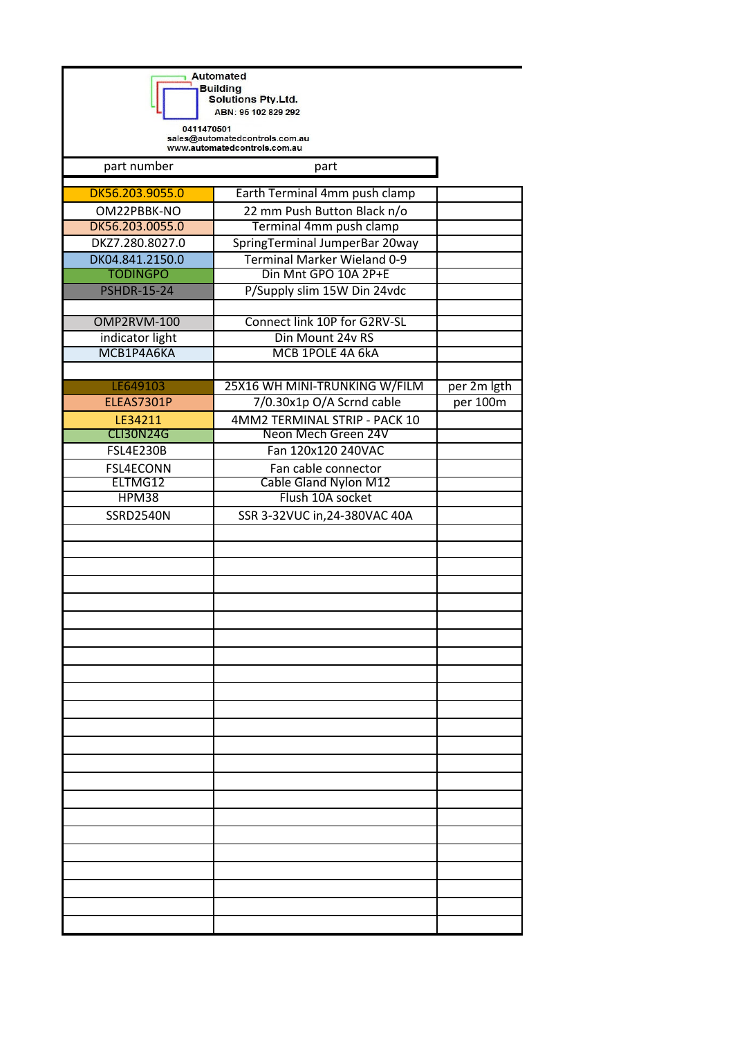Automated Building Solutions Pty.Ltd.
ABN: 95 102 829 292

0411470501
sales@automatedcontrols.com.au
www.automatedcontrols.com.au

| part number | part | |
|---|---|---|
| DK56.203.9055.0 | Earth Terminal 4mm push clamp | |
| OM22PBBK-NO | 22 mm Push Button Black n/o | |
| DK56.203.0055.0 | Terminal 4mm push clamp | |
| DKZ7.280.8027.0 | SpringTerminal JumperBar 20way | |
| DK04.841.2150.0 | Terminal Marker Wieland 0-9 | |
| TODINGPO | Din Mnt GPO 10A 2P+E | |
| PSHDR-15-24 | P/Supply slim 15W Din 24vdc | |
| | | |
| OMP2RVM-100 | Connect link 10P for G2RV-SL | |
| indicator light | Din Mount 24v RS | |
| MCB1P4A6KA | MCB 1POLE 4A 6kA | |
| | | |
| LE649103 | 25X16 WH MINI-TRUNKING W/FILM | per 2m lgth |
| ELEAS7301P | 7/0.30x1p O/A Scrnd cable | per 100m |
| LE34211 | 4MM2 TERMINAL STRIP - PACK 10 | |
| CLI30N24G | Neon Mech Green 24V | |
| FSL4E230B | Fan 120x120 240VAC | |
| FSL4ECONN | Fan cable connector | |
| ELTMG12 | Cable Gland Nylon M12 | |
| HPM38 | Flush 10A socket | |
| SSRD2540N | SSR 3-32VUC in,24-380VAC 40A | |